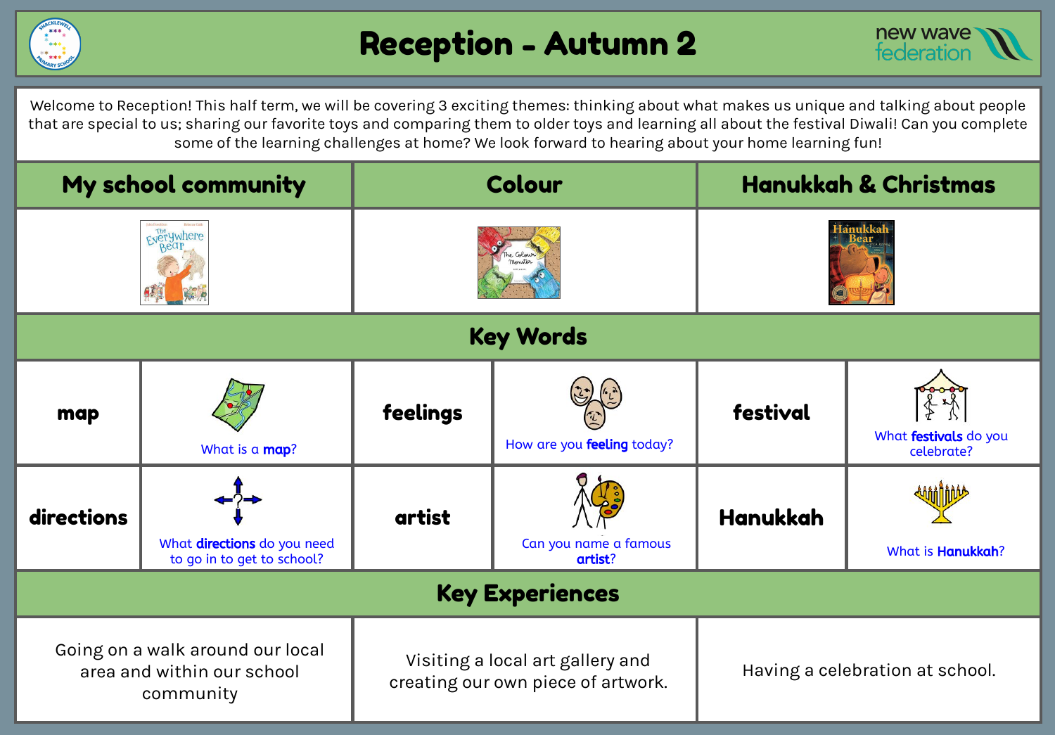# Reception - Autumn 2

Welcome to Reception! This half term, we will be covering 3 exciting themes: thinking about what makes us unique and talking about people that are special to us; sharing our favorite toys and comparing them to older toys and learning all about the festival Diwali! Can you complete some of the learning challenges at home? We look forward to hearing about your home learning fun!

| My school community | Colour | Hanukkah & Christmas |
| --- | --- | --- |
| The Everywhere Bear | The Colour Monster | Hanukkah Bear |

## Key Words

| | | | | | |
| --- | --- | --- | --- | --- | --- |
| **map** | What is a **map**? | **feelings** | How are you **feeling** today? | **festival** | What **festivals** do you celebrate? |
| **directions** | What **directions** do you need to go in to get to school? | **artist** | Can you name a famous **artist**? | **Hanukkah** | What is **Hanukkah**? |

## Key Experiences

| | | |
| --- | --- | --- |
| Going on a walk around our local area and within our school community | Visiting a local art gallery and creating our own piece of artwork. | Having a celebration at school. |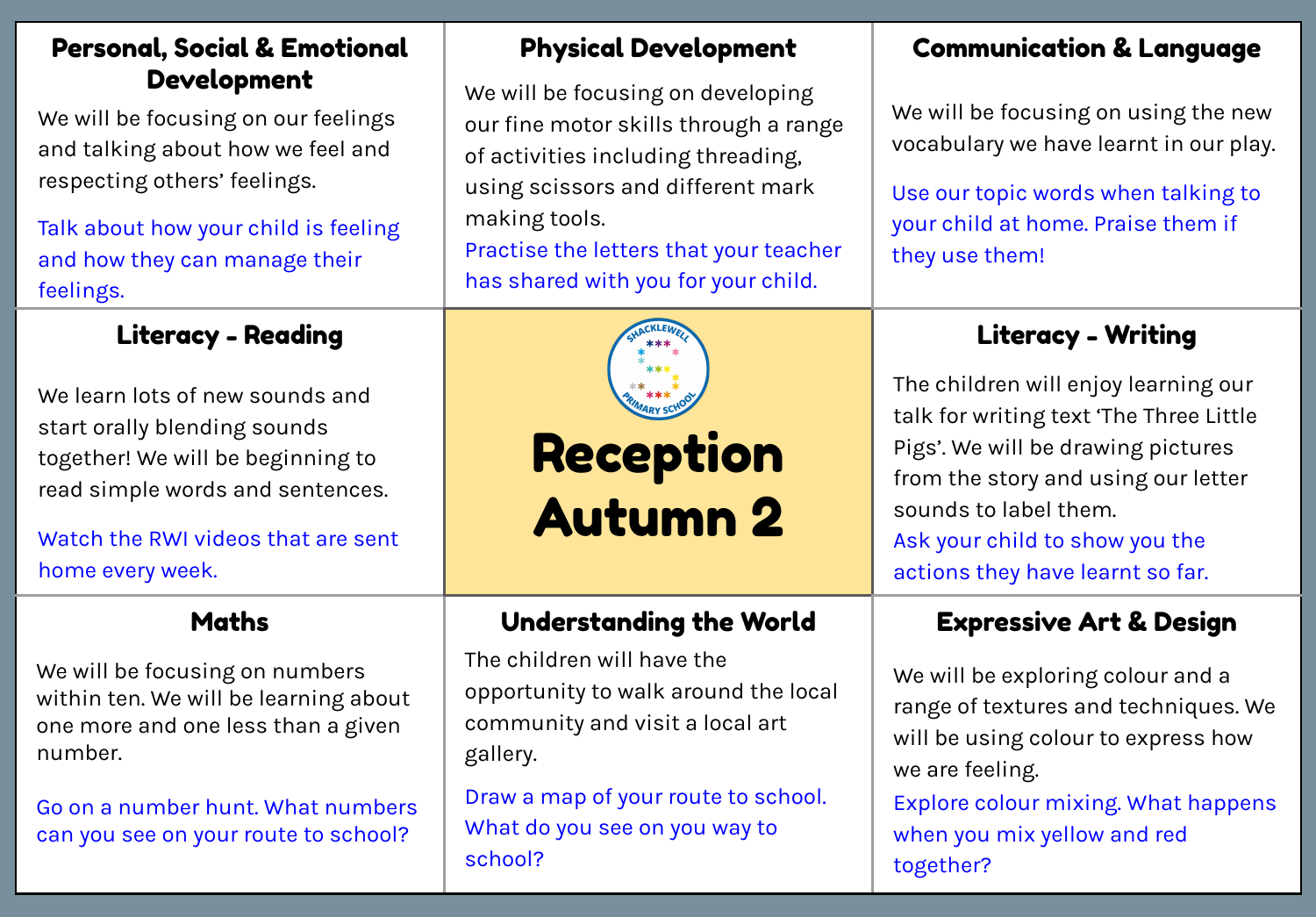# Reception Autumn 2

## Personal, Social & Emotional Development

We will be focusing on our feelings and talking about how we feel and respecting others' feelings.

Talk about how your child is feeling and how they can manage their feelings.

## Physical Development

We will be focusing on developing our fine motor skills through a range of activities including threading, using scissors and different mark making tools.

Practise the letters that your teacher has shared with you for your child.

## Communication & Language

We will be focusing on using the new vocabulary we have learnt in our play.

Use our topic words when talking to your child at home. Praise them if they use them!

## Literacy - Reading

We learn lots of new sounds and start orally blending sounds together! We will be beginning to read simple words and sentences.

Watch the RWI videos that are sent home every week.

## Literacy - Writing

The children will enjoy learning our talk for writing text 'The Three Little Pigs'. We will be drawing pictures from the story and using our letter sounds to label them.

Ask your child to show you the actions they have learnt so far.

## Maths

We will be focusing on numbers within ten. We will be learning about one more and one less than a given number.

Go on a number hunt. What numbers can you see on your route to school?

## Understanding the World

The children will have the opportunity to walk around the local community and visit a local art gallery.

Draw a map of your route to school. What do you see on you way to school?

## Expressive Art & Design

We will be exploring colour and a range of textures and techniques. We will be using colour to express how we are feeling.

Explore colour mixing. What happens when you mix yellow and red together?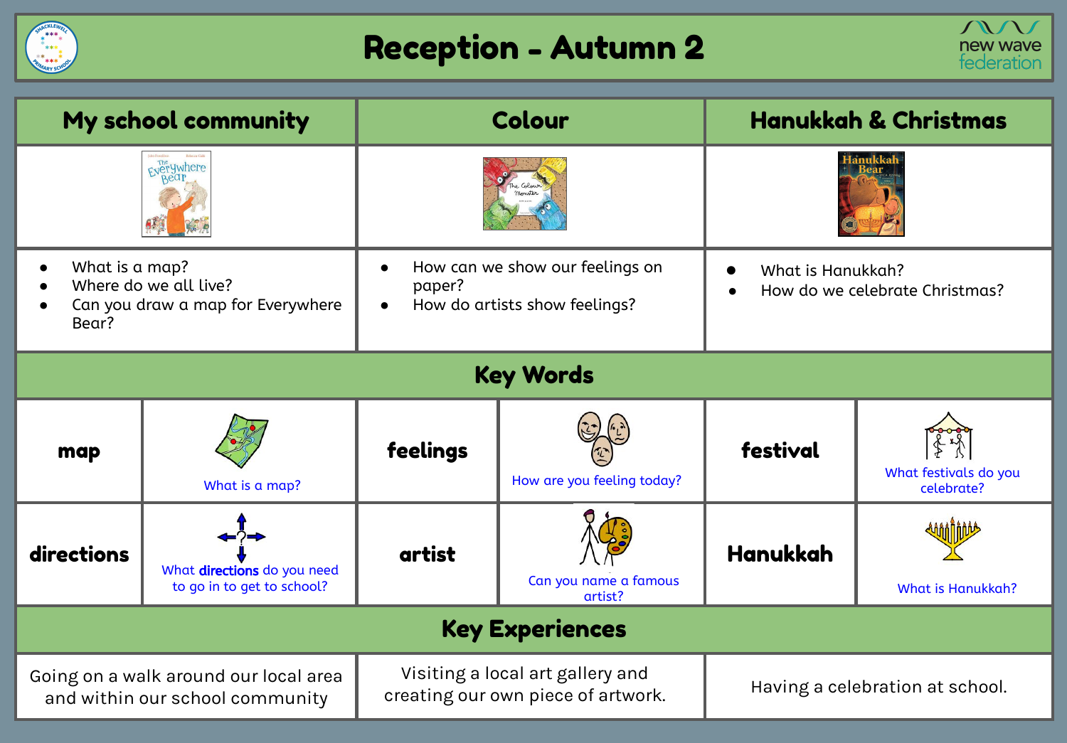# Reception - Autumn 2

| My school community | Colour | Hanukkah & Christmas |
| --- | --- | --- |
| • What is a map?<br>• Where do we all live?<br>• Can you draw a map for Everywhere Bear? | • How can we show our feelings on paper?<br>• How do artists show feelings? | • What is Hanukkah?<br>• How do we celebrate Christmas? |

## Key Words

| | | | | | |
| --- | --- | --- | --- | --- | --- |
| **map** | What is a map? | **feelings** | How are you feeling today? | **festival** | What festivals do you celebrate? |
| **directions** | What **directions** do you need to go in to get to school? | **artist** | Can you name a famous artist? | **Hanukkah** | What is Hanukkah? |

## Key Experiences

| | | |
| --- | --- | --- |
| Going on a walk around our local area and within our school community | Visiting a local art gallery and creating our own piece of artwork. | Having a celebration at school. |